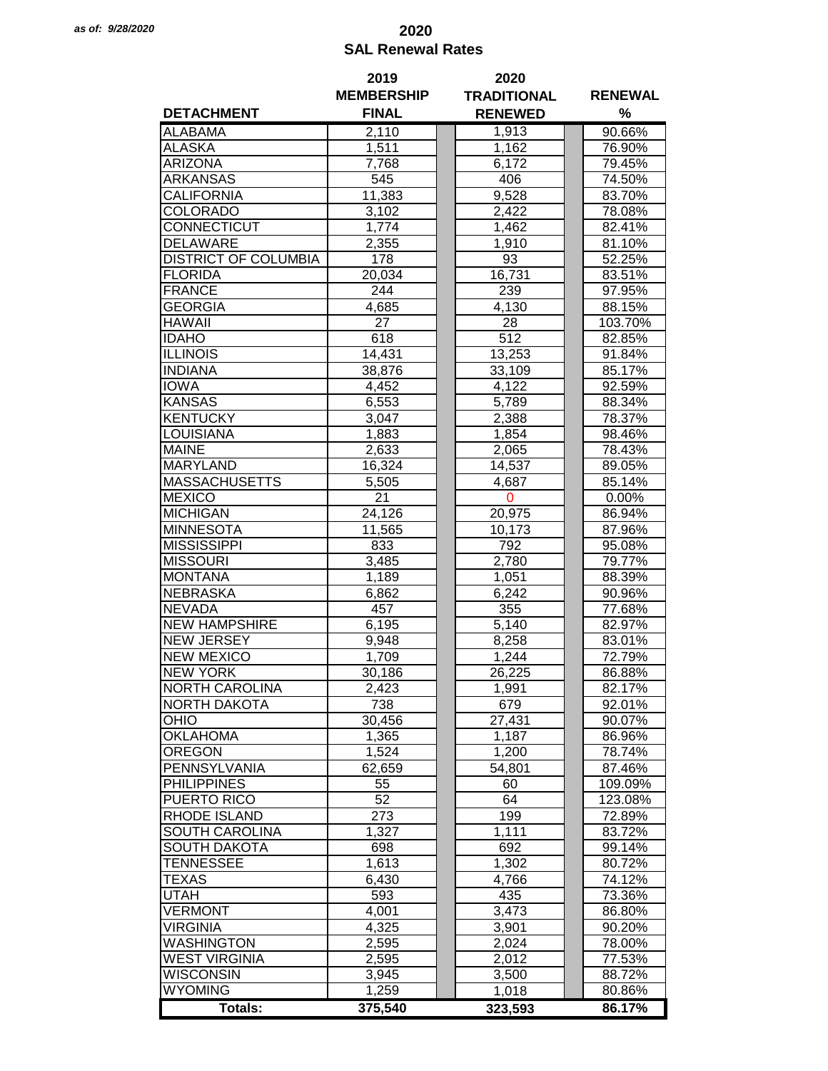*as of: 9/28/2020*

# 2020
## SAL Renewal Rates

| DETACHMENT | 2019 MEMBERSHIP FINAL | 2020 TRADITIONAL RENEWED | RENEWAL % |
|---|---|---|---|
| ALABAMA | 2,110 | 1,913 | 90.66% |
| ALASKA | 1,511 | 1,162 | 76.90% |
| ARIZONA | 7,768 | 6,172 | 79.45% |
| ARKANSAS | 545 | 406 | 74.50% |
| CALIFORNIA | 11,383 | 9,528 | 83.70% |
| COLORADO | 3,102 | 2,422 | 78.08% |
| CONNECTICUT | 1,774 | 1,462 | 82.41% |
| DELAWARE | 2,355 | 1,910 | 81.10% |
| DISTRICT OF COLUMBIA | 178 | 93 | 52.25% |
| FLORIDA | 20,034 | 16,731 | 83.51% |
| FRANCE | 244 | 239 | 97.95% |
| GEORGIA | 4,685 | 4,130 | 88.15% |
| HAWAII | 27 | 28 | 103.70% |
| IDAHO | 618 | 512 | 82.85% |
| ILLINOIS | 14,431 | 13,253 | 91.84% |
| INDIANA | 38,876 | 33,109 | 85.17% |
| IOWA | 4,452 | 4,122 | 92.59% |
| KANSAS | 6,553 | 5,789 | 88.34% |
| KENTUCKY | 3,047 | 2,388 | 78.37% |
| LOUISIANA | 1,883 | 1,854 | 98.46% |
| MAINE | 2,633 | 2,065 | 78.43% |
| MARYLAND | 16,324 | 14,537 | 89.05% |
| MASSACHUSETTS | 5,505 | 4,687 | 85.14% |
| MEXICO | 21 | 0 | 0.00% |
| MICHIGAN | 24,126 | 20,975 | 86.94% |
| MINNESOTA | 11,565 | 10,173 | 87.96% |
| MISSISSIPPI | 833 | 792 | 95.08% |
| MISSOURI | 3,485 | 2,780 | 79.77% |
| MONTANA | 1,189 | 1,051 | 88.39% |
| NEBRASKA | 6,862 | 6,242 | 90.96% |
| NEVADA | 457 | 355 | 77.68% |
| NEW HAMPSHIRE | 6,195 | 5,140 | 82.97% |
| NEW JERSEY | 9,948 | 8,258 | 83.01% |
| NEW MEXICO | 1,709 | 1,244 | 72.79% |
| NEW YORK | 30,186 | 26,225 | 86.88% |
| NORTH CAROLINA | 2,423 | 1,991 | 82.17% |
| NORTH DAKOTA | 738 | 679 | 92.01% |
| OHIO | 30,456 | 27,431 | 90.07% |
| OKLAHOMA | 1,365 | 1,187 | 86.96% |
| OREGON | 1,524 | 1,200 | 78.74% |
| PENNSYLVANIA | 62,659 | 54,801 | 87.46% |
| PHILIPPINES | 55 | 60 | 109.09% |
| PUERTO RICO | 52 | 64 | 123.08% |
| RHODE ISLAND | 273 | 199 | 72.89% |
| SOUTH CAROLINA | 1,327 | 1,111 | 83.72% |
| SOUTH DAKOTA | 698 | 692 | 99.14% |
| TENNESSEE | 1,613 | 1,302 | 80.72% |
| TEXAS | 6,430 | 4,766 | 74.12% |
| UTAH | 593 | 435 | 73.36% |
| VERMONT | 4,001 | 3,473 | 86.80% |
| VIRGINIA | 4,325 | 3,901 | 90.20% |
| WASHINGTON | 2,595 | 2,024 | 78.00% |
| WEST VIRGINIA | 2,595 | 2,012 | 77.53% |
| WISCONSIN | 3,945 | 3,500 | 88.72% |
| WYOMING | 1,259 | 1,018 | 80.86% |
| **Totals:** | **375,540** | **323,593** | **86.17%** |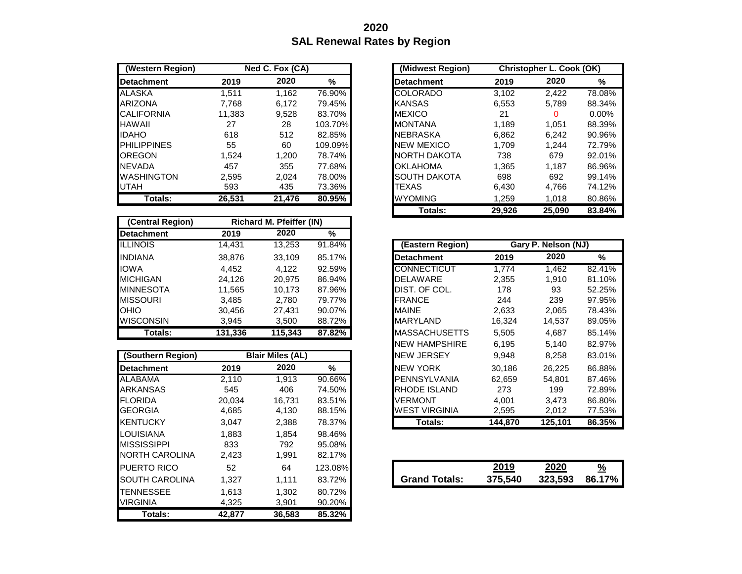# 2020
# SAL Renewal Rates by Region

| (Western Region) | Ned C. Fox (CA) | | |
|---|---|---|---|
| **Detachment** | **2019** | **2020** | **%** |
| ALASKA | 1,511 | 1,162 | 76.90% |
| ARIZONA | 7,768 | 6,172 | 79.45% |
| CALIFORNIA | 11,383 | 9,528 | 83.70% |
| HAWAII | 27 | 28 | 103.70% |
| IDAHO | 618 | 512 | 82.85% |
| PHILIPPINES | 55 | 60 | 109.09% |
| OREGON | 1,524 | 1,200 | 78.74% |
| NEVADA | 457 | 355 | 77.68% |
| WASHINGTON | 2,595 | 2,024 | 78.00% |
| UTAH | 593 | 435 | 73.36% |
| **Totals:** | **26,531** | **21,476** | **80.95%** |

| (Central Region) | Richard M. Pfeiffer (IN) | | |
|---|---|---|---|
| **Detachment** | **2019** | **2020** | **%** |
| ILLINOIS | 14,431 | 13,253 | 91.84% |
| INDIANA | 38,876 | 33,109 | 85.17% |
| IOWA | 4,452 | 4,122 | 92.59% |
| MICHIGAN | 24,126 | 20,975 | 86.94% |
| MINNESOTA | 11,565 | 10,173 | 87.96% |
| MISSOURI | 3,485 | 2,780 | 79.77% |
| OHIO | 30,456 | 27,431 | 90.07% |
| WISCONSIN | 3,945 | 3,500 | 88.72% |
| **Totals:** | **131,336** | **115,343** | **87.82%** |

| (Southern Region) | Blair Miles (AL) | | |
|---|---|---|---|
| **Detachment** | **2019** | **2020** | **%** |
| ALABAMA | 2,110 | 1,913 | 90.66% |
| ARKANSAS | 545 | 406 | 74.50% |
| FLORIDA | 20,034 | 16,731 | 83.51% |
| GEORGIA | 4,685 | 4,130 | 88.15% |
| KENTUCKY | 3,047 | 2,388 | 78.37% |
| LOUISIANA | 1,883 | 1,854 | 98.46% |
| MISSISSIPPI | 833 | 792 | 95.08% |
| NORTH CAROLINA | 2,423 | 1,991 | 82.17% |
| PUERTO RICO | 52 | 64 | 123.08% |
| SOUTH CAROLINA | 1,327 | 1,111 | 83.72% |
| TENNESSEE | 1,613 | 1,302 | 80.72% |
| VIRGINIA | 4,325 | 3,901 | 90.20% |
| **Totals:** | **42,877** | **36,583** | **85.32%** |

| (Midwest Region) | Christopher L. Cook (OK) | | |
|---|---|---|---|
| **Detachment** | **2019** | **2020** | **%** |
| COLORADO | 3,102 | 2,422 | 78.08% |
| KANSAS | 6,553 | 5,789 | 88.34% |
| MEXICO | 21 | 0 | 0.00% |
| MONTANA | 1,189 | 1,051 | 88.39% |
| NEBRASKA | 6,862 | 6,242 | 90.96% |
| NEW MEXICO | 1,709 | 1,244 | 72.79% |
| NORTH DAKOTA | 738 | 679 | 92.01% |
| OKLAHOMA | 1,365 | 1,187 | 86.96% |
| SOUTH DAKOTA | 698 | 692 | 99.14% |
| TEXAS | 6,430 | 4,766 | 74.12% |
| WYOMING | 1,259 | 1,018 | 80.86% |
| **Totals:** | **29,926** | **25,090** | **83.84%** |

| (Eastern Region) | Gary P. Nelson (NJ) | | |
|---|---|---|---|
| **Detachment** | **2019** | **2020** | **%** |
| CONNECTICUT | 1,774 | 1,462 | 82.41% |
| DELAWARE | 2,355 | 1,910 | 81.10% |
| DIST. OF COL. | 178 | 93 | 52.25% |
| FRANCE | 244 | 239 | 97.95% |
| MAINE | 2,633 | 2,065 | 78.43% |
| MARYLAND | 16,324 | 14,537 | 89.05% |
| MASSACHUSETTS | 5,505 | 4,687 | 85.14% |
| NEW HAMPSHIRE | 6,195 | 5,140 | 82.97% |
| NEW JERSEY | 9,948 | 8,258 | 83.01% |
| NEW YORK | 30,186 | 26,225 | 86.88% |
| PENNSYLVANIA | 62,659 | 54,801 | 87.46% |
| RHODE ISLAND | 273 | 199 | 72.89% |
| VERMONT | 4,001 | 3,473 | 86.80% |
| WEST VIRGINIA | 2,595 | 2,012 | 77.53% |
| **Totals:** | **144,870** | **125,101** | **86.35%** |

| | **2019** | **2020** | **%** |
|---|---|---|---|
| **Grand Totals:** | **375,540** | **323,593** | **86.17%** |